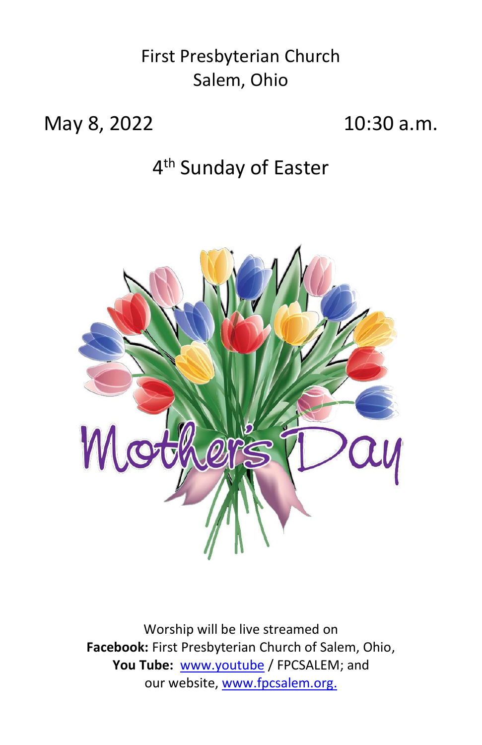# First Presbyterian Church
# Salem, Ohio

May 8, 2022 10:30 a.m.

## 4th Sunday of Easter

Mother's Day

Worship will be live streamed on
**Facebook:** First Presbyterian Church of Salem, Ohio,
**You Tube:** www.youtube / FPCSALEM; and
our website, www.fpcsalem.org.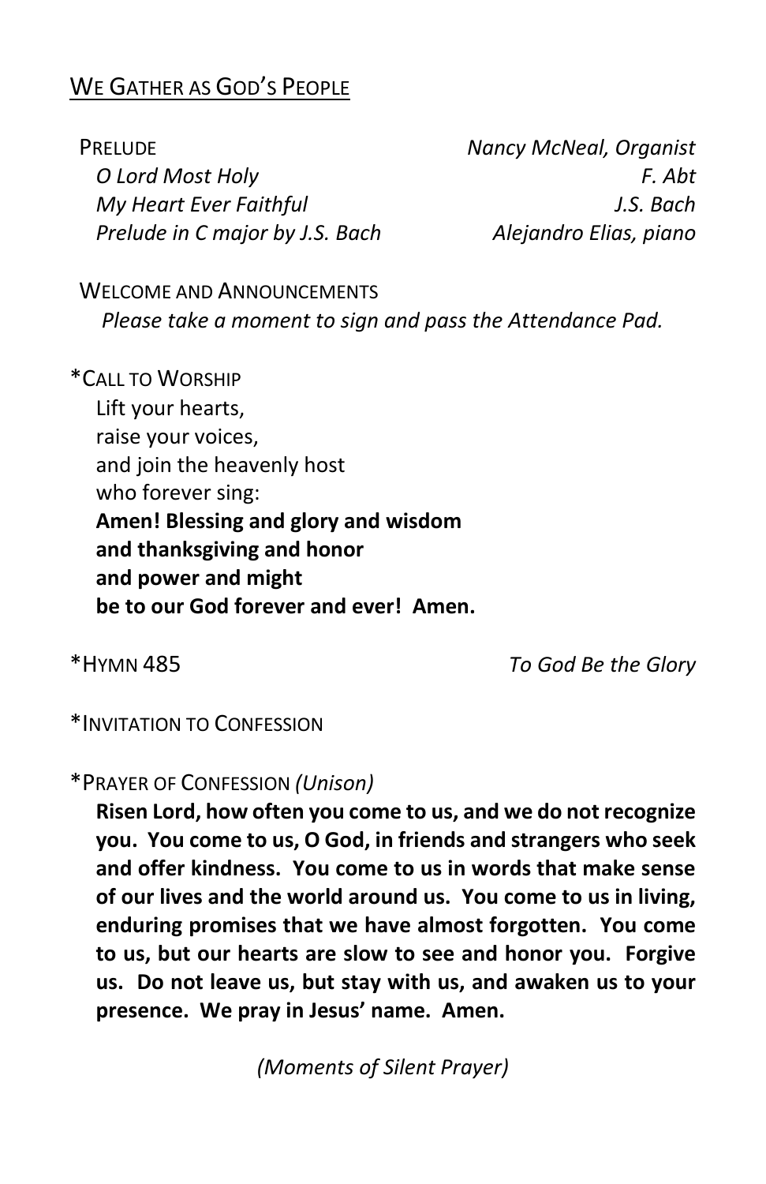## <u>We Gather as God's People</u>

Prelude *Nancy McNeal, Organist*

*O Lord Most Holy* *F. Abt*

*My Heart Ever Faithful* *J.S. Bach*

*Prelude in C major by J.S. Bach* *Alejandro Elias, piano*

Welcome and Announcements

*Please take a moment to sign and pass the Attendance Pad.*

*Call to Worship

Lift your hearts,
raise your voices,
and join the heavenly host
who forever sing:
**Amen! Blessing and glory and wisdom**
**and thanksgiving and honor**
**and power and might**
**be to our God forever and ever! Amen.**

*Hymn 485 *To God Be the Glory*

*Invitation to Confession

*Prayer of Confession *(Unison)*

**Risen Lord, how often you come to us, and we do not recognize you. You come to us, O God, in friends and strangers who seek and offer kindness. You come to us in words that make sense of our lives and the world around us. You come to us in living, enduring promises that we have almost forgotten. You come to us, but our hearts are slow to see and honor you. Forgive us. Do not leave us, but stay with us, and awaken us to your presence. We pray in Jesus' name. Amen.**

*(Moments of Silent Prayer)*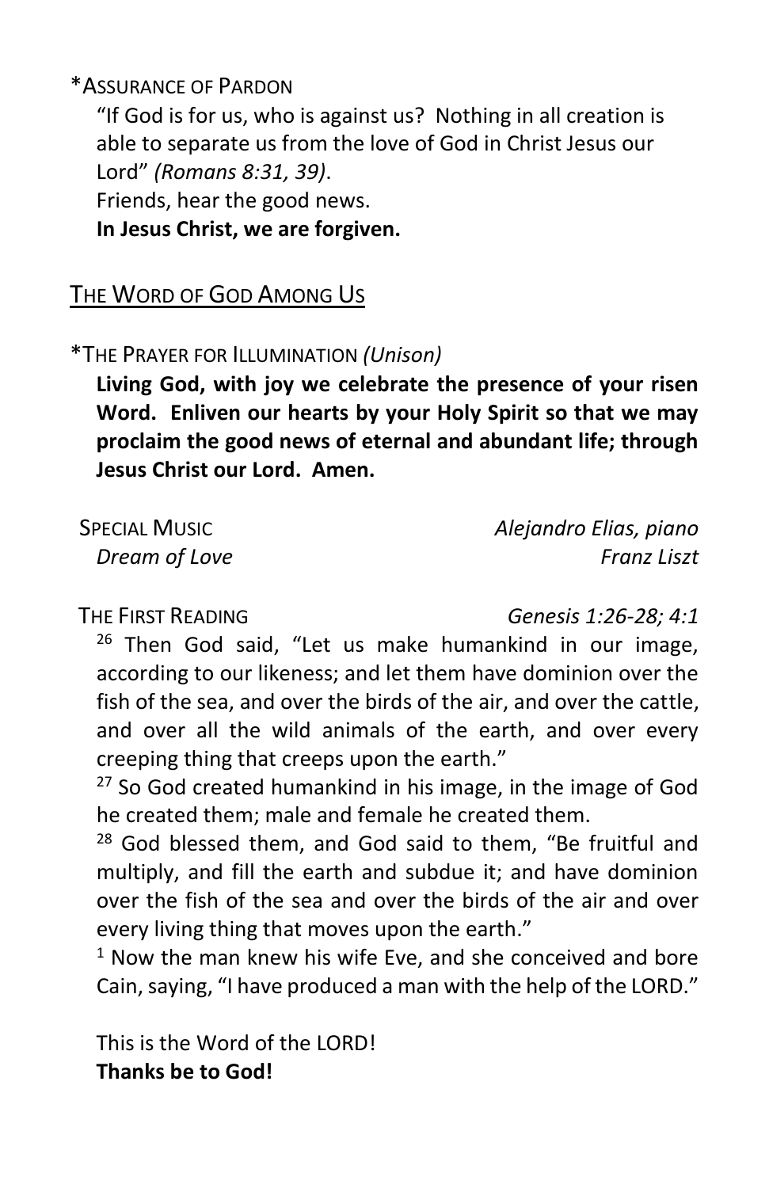*ASSURANCE OF PARDON

“If God is for us, who is against us? Nothing in all creation is able to separate us from the love of God in Christ Jesus our Lord” *(Romans 8:31, 39)*.

Friends, hear the good news.

**In Jesus Christ, we are forgiven.**

## THE WORD OF GOD AMONG US

*THE PRAYER FOR ILLUMINATION *(Unison)*

**Living God, with joy we celebrate the presence of your risen Word. Enliven our hearts by your Holy Spirit so that we may proclaim the good news of eternal and abundant life; through Jesus Christ our Lord. Amen.**

SPECIAL MUSIC — *Alejandro Elias, piano*

*Dream of Love* — *Franz Liszt*

THE FIRST READING — *Genesis 1:26-28; 4:1*

[26] Then God said, “Let us make humankind in our image, according to our likeness; and let them have dominion over the fish of the sea, and over the birds of the air, and over the cattle, and over all the wild animals of the earth, and over every creeping thing that creeps upon the earth.”

[27] So God created humankind in his image, in the image of God he created them; male and female he created them.

[28] God blessed them, and God said to them, “Be fruitful and multiply, and fill the earth and subdue it; and have dominion over the fish of the sea and over the birds of the air and over every living thing that moves upon the earth.”

[1] Now the man knew his wife Eve, and she conceived and bore Cain, saying, “I have produced a man with the help of the LORD.”

This is the Word of the LORD!

**Thanks be to God!**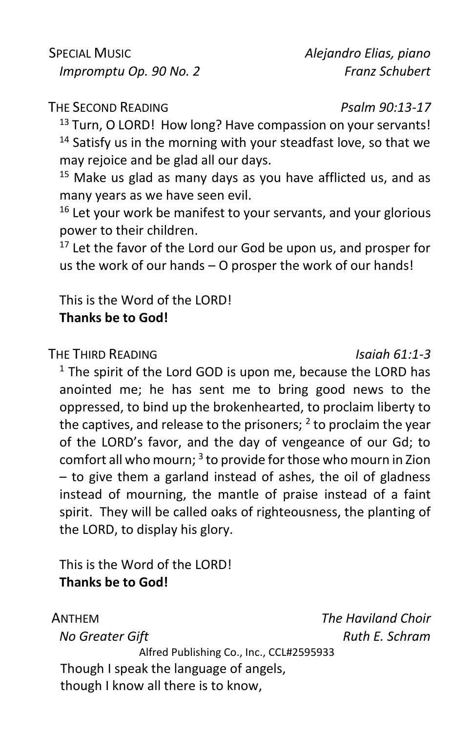SPECIAL MUSIC *Alejandro Elias, piano*
*Impromptu Op. 90 No. 2* *Franz Schubert*

THE SECOND READING *Psalm 90:13-17*

[13] Turn, O LORD! How long? Have compassion on your servants! [14] Satisfy us in the morning with your steadfast love, so that we may rejoice and be glad all our days.
[15] Make us glad as many days as you have afflicted us, and as many years as we have seen evil.
[16] Let your work be manifest to your servants, and your glorious power to their children.
[17] Let the favor of the Lord our God be upon us, and prosper for us the work of our hands – O prosper the work of our hands!

This is the Word of the LORD!
**Thanks be to God!**

THE THIRD READING *Isaiah 61:1-3*

[1] The spirit of the Lord GOD is upon me, because the LORD has anointed me; he has sent me to bring good news to the oppressed, to bind up the brokenhearted, to proclaim liberty to the captives, and release to the prisoners; [2] to proclaim the year of the LORD's favor, and the day of vengeance of our Gd; to comfort all who mourn; [3] to provide for those who mourn in Zion – to give them a garland instead of ashes, the oil of gladness instead of mourning, the mantle of praise instead of a faint spirit. They will be called oaks of righteousness, the planting of the LORD, to display his glory.

This is the Word of the LORD!
**Thanks be to God!**

ANTHEM *The Haviland Choir*
*No Greater Gift* *Ruth E. Schram*
Alfred Publishing Co., Inc., CCL#2595933

Though I speak the language of angels,
though I know all there is to know,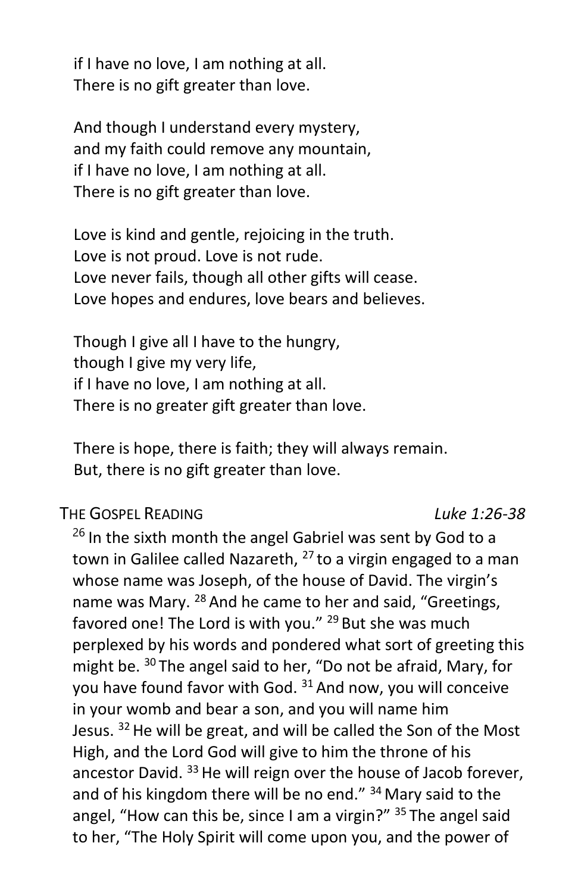if I have no love, I am nothing at all.
There is no gift greater than love.

And though I understand every mystery,
and my faith could remove any mountain,
if I have no love, I am nothing at all.
There is no gift greater than love.

Love is kind and gentle, rejoicing in the truth.
Love is not proud. Love is not rude.
Love never fails, though all other gifts will cease.
Love hopes and endures, love bears and believes.

Though I give all I have to the hungry,
though I give my very life,
if I have no love, I am nothing at all.
There is no greater gift greater than love.

There is hope, there is faith; they will always remain.
But, there is no gift greater than love.

THE GOSPEL READING *Luke 1:26-38*

[26] In the sixth month the angel Gabriel was sent by God to a town in Galilee called Nazareth, [27] to a virgin engaged to a man whose name was Joseph, of the house of David. The virgin's name was Mary. [28] And he came to her and said, "Greetings, favored one! The Lord is with you." [29] But she was much perplexed by his words and pondered what sort of greeting this might be. [30] The angel said to her, "Do not be afraid, Mary, for you have found favor with God. [31] And now, you will conceive in your womb and bear a son, and you will name him Jesus. [32] He will be great, and will be called the Son of the Most High, and the Lord God will give to him the throne of his ancestor David. [33] He will reign over the house of Jacob forever, and of his kingdom there will be no end." [34] Mary said to the angel, "How can this be, since I am a virgin?" [35] The angel said to her, "The Holy Spirit will come upon you, and the power of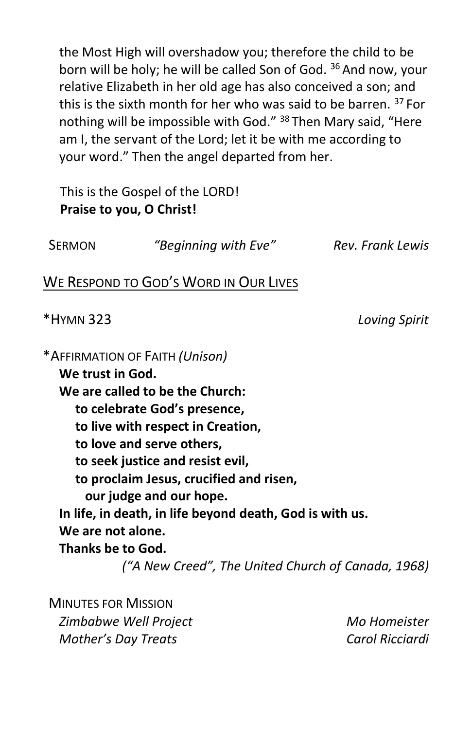the Most High will overshadow you; therefore the child to be born will be holy; he will be called Son of God. [36] And now, your relative Elizabeth in her old age has also conceived a son; and this is the sixth month for her who was said to be barren. [37] For nothing will be impossible with God." [38] Then Mary said, "Here am I, the servant of the Lord; let it be with me according to your word." Then the angel departed from her.

This is the Gospel of the LORD!
**Praise to you, O Christ!**

SERMON *"Beginning with Eve"* *Rev. Frank Lewis*

## WE RESPOND TO GOD'S WORD IN OUR LIVES

*HYMN 323 *Loving Spirit*

*AFFIRMATION OF FAITH *(Unison)*

**We trust in God.**
**We are called to be the Church:**
**to celebrate God's presence,**
**to live with respect in Creation,**
**to love and serve others,**
**to seek justice and resist evil,**
**to proclaim Jesus, crucified and risen,**
**our judge and our hope.**
**In life, in death, in life beyond death, God is with us.**
**We are not alone.**
**Thanks be to God.**

*("A New Creed", The United Church of Canada, 1968)*

MINUTES FOR MISSION

*Zimbabwe Well Project* *Mo Homeister*
*Mother's Day Treats* *Carol Ricciardi*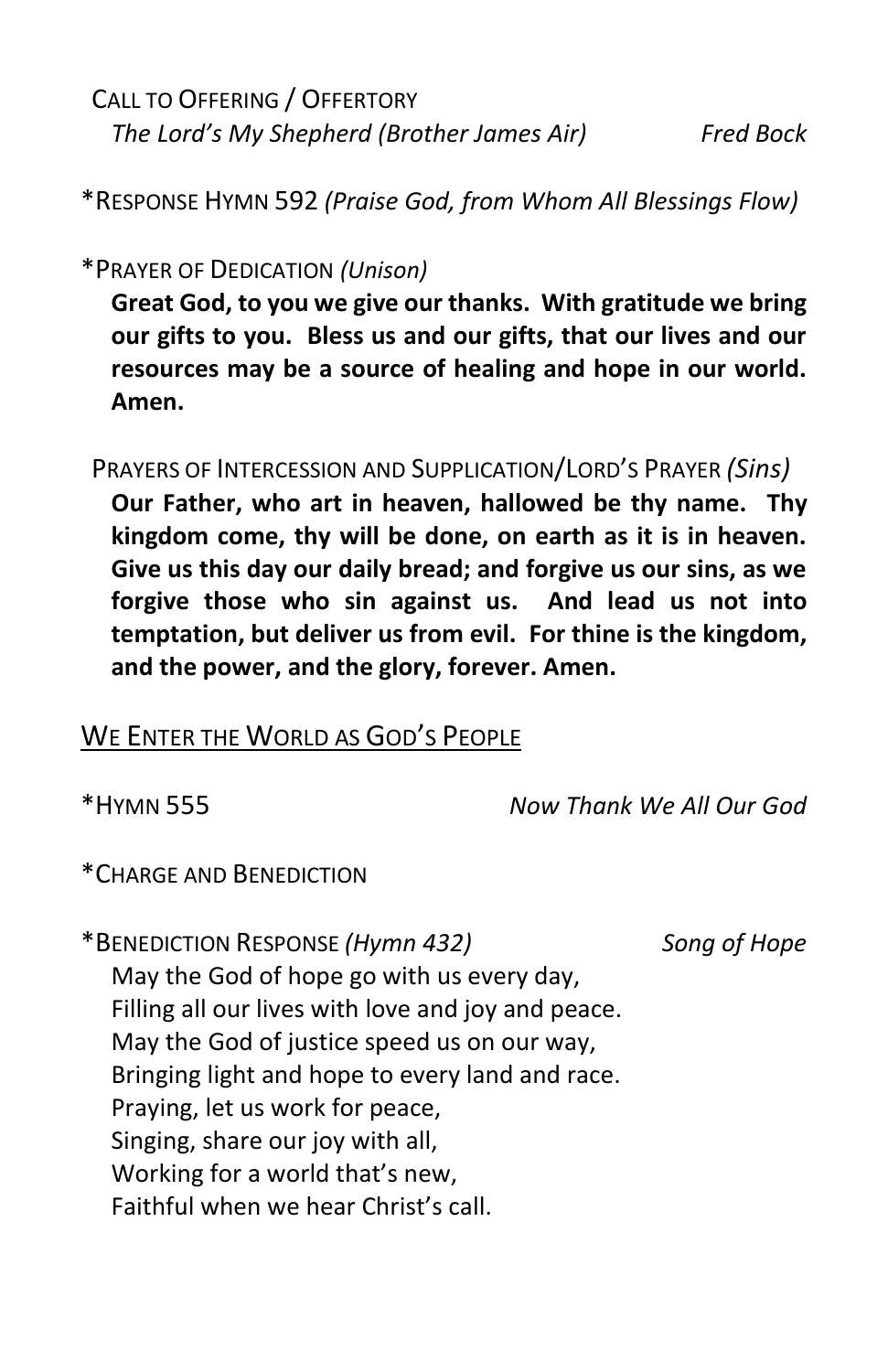CALL TO OFFERING / OFFERTORY
*The Lord's My Shepherd (Brother James Air)* *Fred Bock*

*RESPONSE HYMN 592 *(Praise God, from Whom All Blessings Flow)*

*PRAYER OF DEDICATION *(Unison)*

**Great God, to you we give our thanks. With gratitude we bring our gifts to you. Bless us and our gifts, that our lives and our resources may be a source of healing and hope in our world. Amen.**

PRAYERS OF INTERCESSION AND SUPPLICATION/LORD'S PRAYER *(Sins)*

**Our Father, who art in heaven, hallowed be thy name. Thy kingdom come, thy will be done, on earth as it is in heaven. Give us this day our daily bread; and forgive us our sins, as we forgive those who sin against us. And lead us not into temptation, but deliver us from evil. For thine is the kingdom, and the power, and the glory, forever. Amen.**

## WE ENTER THE WORLD AS GOD'S PEOPLE

*HYMN 555 *Now Thank We All Our God*

*CHARGE AND BENEDICTION

*BENEDICTION RESPONSE *(Hymn 432)* *Song of Hope*

May the God of hope go with us every day,
Filling all our lives with love and joy and peace.
May the God of justice speed us on our way,
Bringing light and hope to every land and race.
Praying, let us work for peace,
Singing, share our joy with all,
Working for a world that's new,
Faithful when we hear Christ's call.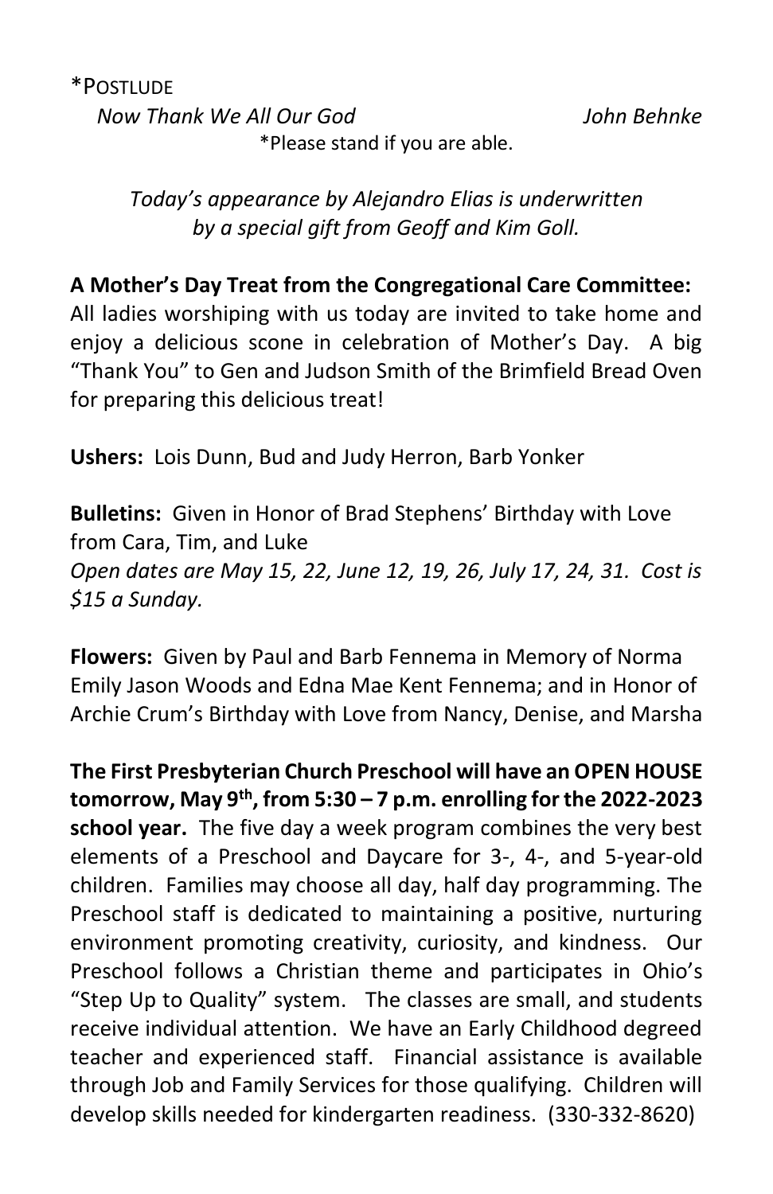*POSTLUDE

*Now Thank We All Our God* *John Behnke*

*Please stand if you are able.

*Today's appearance by Alejandro Elias is underwritten by a special gift from Geoff and Kim Goll.*

**A Mother's Day Treat from the Congregational Care Committee:** All ladies worshiping with us today are invited to take home and enjoy a delicious scone in celebration of Mother's Day. A big "Thank You" to Gen and Judson Smith of the Brimfield Bread Oven for preparing this delicious treat!

**Ushers:** Lois Dunn, Bud and Judy Herron, Barb Yonker

**Bulletins:** Given in Honor of Brad Stephens' Birthday with Love from Cara, Tim, and Luke
*Open dates are May 15, 22, June 12, 19, 26, July 17, 24, 31. Cost is $15 a Sunday.*

**Flowers:** Given by Paul and Barb Fennema in Memory of Norma Emily Jason Woods and Edna Mae Kent Fennema; and in Honor of Archie Crum's Birthday with Love from Nancy, Denise, and Marsha

**The First Presbyterian Church Preschool will have an OPEN HOUSE tomorrow, May 9th, from 5:30 – 7 p.m. enrolling for the 2022-2023 school year.** The five day a week program combines the very best elements of a Preschool and Daycare for 3-, 4-, and 5-year-old children. Families may choose all day, half day programming. The Preschool staff is dedicated to maintaining a positive, nurturing environment promoting creativity, curiosity, and kindness. Our Preschool follows a Christian theme and participates in Ohio's "Step Up to Quality" system. The classes are small, and students receive individual attention. We have an Early Childhood degreed teacher and experienced staff. Financial assistance is available through Job and Family Services for those qualifying. Children will develop skills needed for kindergarten readiness. (330-332-8620)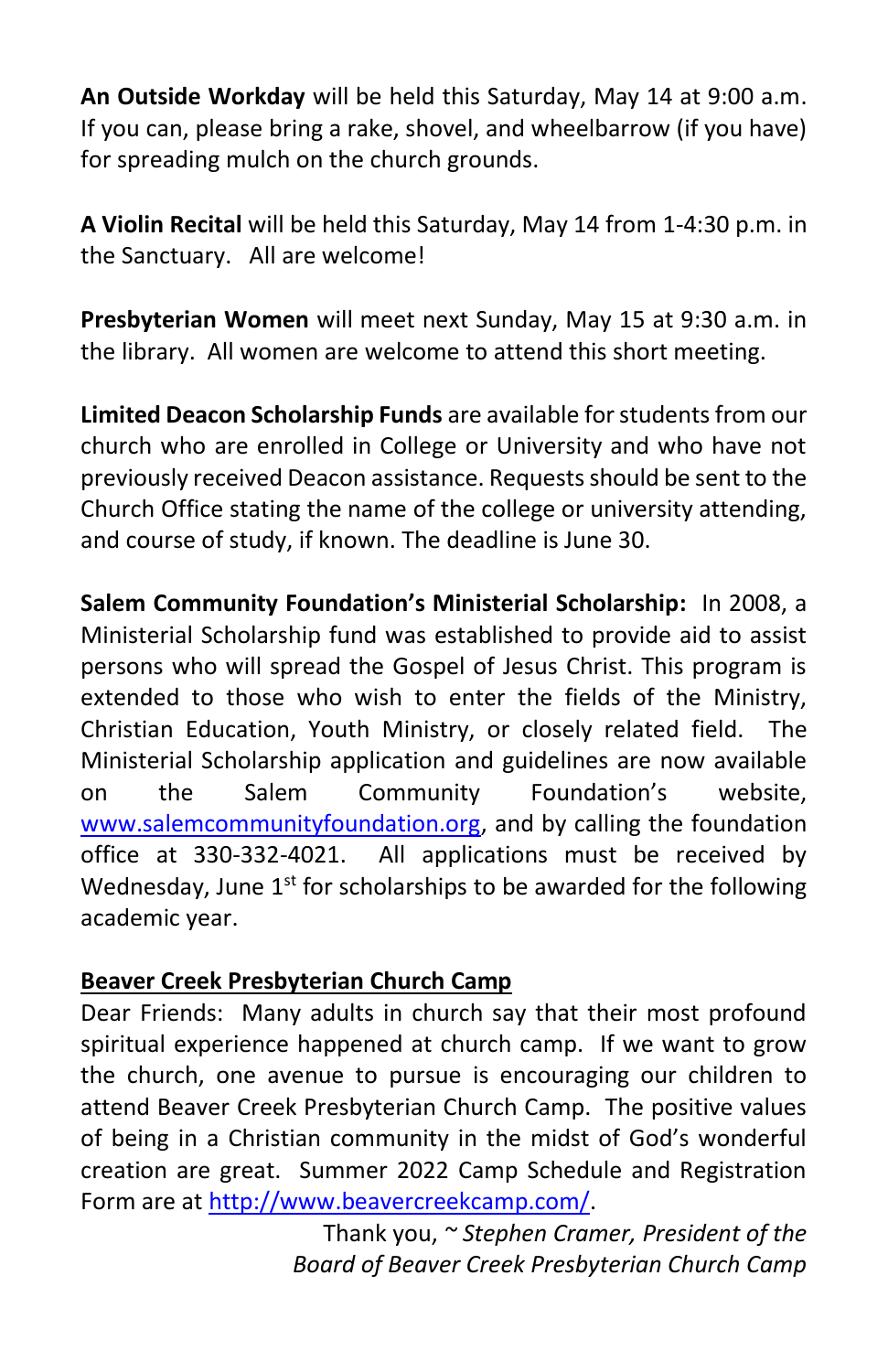**An Outside Workday** will be held this Saturday, May 14 at 9:00 a.m. If you can, please bring a rake, shovel, and wheelbarrow (if you have) for spreading mulch on the church grounds.

**A Violin Recital** will be held this Saturday, May 14 from 1-4:30 p.m. in the Sanctuary. All are welcome!

**Presbyterian Women** will meet next Sunday, May 15 at 9:30 a.m. in the library. All women are welcome to attend this short meeting.

**Limited Deacon Scholarship Funds** are available for students from our church who are enrolled in College or University and who have not previously received Deacon assistance. Requests should be sent to the Church Office stating the name of the college or university attending, and course of study, if known. The deadline is June 30.

**Salem Community Foundation's Ministerial Scholarship:** In 2008, a Ministerial Scholarship fund was established to provide aid to assist persons who will spread the Gospel of Jesus Christ. This program is extended to those who wish to enter the fields of the Ministry, Christian Education, Youth Ministry, or closely related field. The Ministerial Scholarship application and guidelines are now available on the Salem Community Foundation's website, www.salemcommunityfoundation.org, and by calling the foundation office at 330-332-4021. All applications must be received by Wednesday, June 1st for scholarships to be awarded for the following academic year.

**Beaver Creek Presbyterian Church Camp**

Dear Friends: Many adults in church say that their most profound spiritual experience happened at church camp. If we want to grow the church, one avenue to pursue is encouraging our children to attend Beaver Creek Presbyterian Church Camp. The positive values of being in a Christian community in the midst of God's wonderful creation are great. Summer 2022 Camp Schedule and Registration Form are at http://www.beavercreekcamp.com/.

Thank you, ~ *Stephen Cramer, President of the Board of Beaver Creek Presbyterian Church Camp*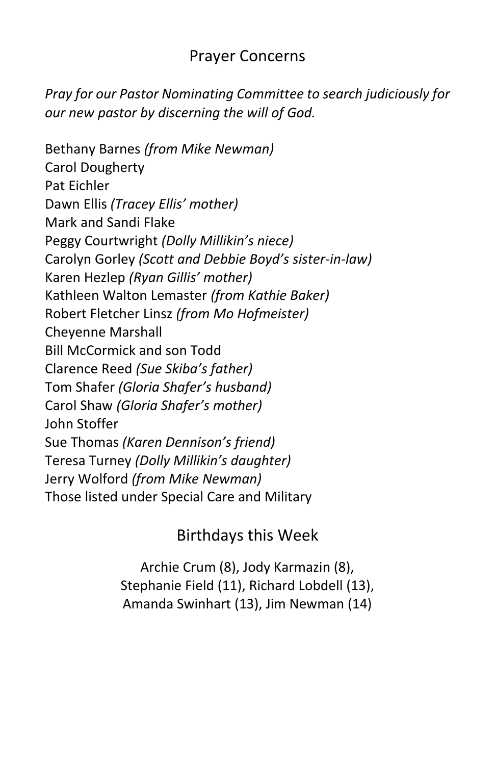## Prayer Concerns

*Pray for our Pastor Nominating Committee to search judiciously for our new pastor by discerning the will of God.*

Bethany Barnes *(from Mike Newman)*
Carol Dougherty
Pat Eichler
Dawn Ellis *(Tracey Ellis' mother)*
Mark and Sandi Flake
Peggy Courtwright *(Dolly Millikin's niece)*
Carolyn Gorley *(Scott and Debbie Boyd's sister-in-law)*
Karen Hezlep *(Ryan Gillis' mother)*
Kathleen Walton Lemaster *(from Kathie Baker)*
Robert Fletcher Linsz *(from Mo Hofmeister)*
Cheyenne Marshall
Bill McCormick and son Todd
Clarence Reed *(Sue Skiba's father)*
Tom Shafer *(Gloria Shafer's husband)*
Carol Shaw *(Gloria Shafer's mother)*
John Stoffer
Sue Thomas *(Karen Dennison's friend)*
Teresa Turney *(Dolly Millikin's daughter)*
Jerry Wolford *(from Mike Newman)*
Those listed under Special Care and Military

## Birthdays this Week

Archie Crum (8), Jody Karmazin (8),
Stephanie Field (11), Richard Lobdell (13),
Amanda Swinhart (13), Jim Newman (14)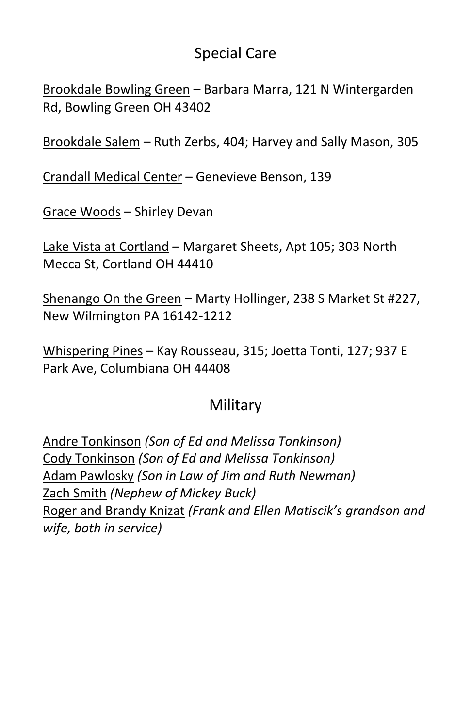## Special Care

<u>Brookdale Bowling Green</u> – Barbara Marra, 121 N Wintergarden Rd, Bowling Green OH 43402

<u>Brookdale Salem</u> – Ruth Zerbs, 404; Harvey and Sally Mason, 305

<u>Crandall Medical Center</u> – Genevieve Benson, 139

<u>Grace Woods</u> – Shirley Devan

<u>Lake Vista at Cortland</u> – Margaret Sheets, Apt 105; 303 North Mecca St, Cortland OH 44410

<u>Shenango On the Green</u> – Marty Hollinger, 238 S Market St #227, New Wilmington PA 16142-1212

<u>Whispering Pines</u> – Kay Rousseau, 315; Joetta Tonti, 127; 937 E Park Ave, Columbiana OH 44408

## Military

<u>Andre Tonkinson</u> *(Son of Ed and Melissa Tonkinson)*
<u>Cody Tonkinson</u> *(Son of Ed and Melissa Tonkinson)*
<u>Adam Pawlosky</u> *(Son in Law of Jim and Ruth Newman)*
<u>Zach Smith</u> *(Nephew of Mickey Buck)*
<u>Roger and Brandy Knizat</u> *(Frank and Ellen Matiscik's grandson and wife, both in service)*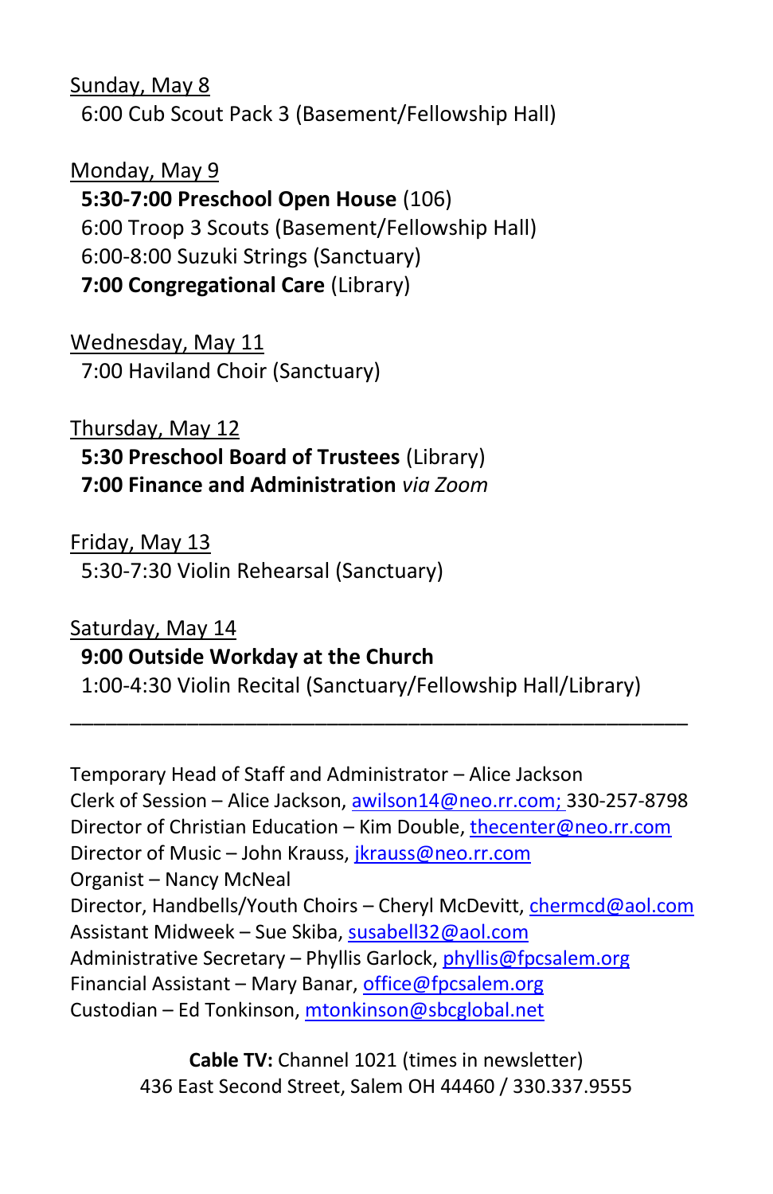Sunday, May 8

6:00 Cub Scout Pack 3 (Basement/Fellowship Hall)

Monday, May 9

**5:30-7:00 Preschool Open House** (106)
6:00 Troop 3 Scouts (Basement/Fellowship Hall)
6:00-8:00 Suzuki Strings (Sanctuary)
**7:00 Congregational Care** (Library)

Wednesday, May 11

7:00 Haviland Choir (Sanctuary)

Thursday, May 12

**5:30 Preschool Board of Trustees** (Library)
**7:00 Finance and Administration** *via Zoom*

Friday, May 13

5:30-7:30 Violin Rehearsal (Sanctuary)

Saturday, May 14

**9:00 Outside Workday at the Church**
1:00-4:30 Violin Recital (Sanctuary/Fellowship Hall/Library)

---

Temporary Head of Staff and Administrator – Alice Jackson
Clerk of Session – Alice Jackson, awilson14@neo.rr.com; 330-257-8798
Director of Christian Education – Kim Double, thecenter@neo.rr.com
Director of Music – John Krauss, jkrauss@neo.rr.com
Organist – Nancy McNeal
Director, Handbells/Youth Choirs – Cheryl McDevitt, chermcd@aol.com
Assistant Midweek – Sue Skiba, susabell32@aol.com
Administrative Secretary – Phyllis Garlock, phyllis@fpcsalem.org
Financial Assistant – Mary Banar, office@fpcsalem.org
Custodian – Ed Tonkinson, mtonkinson@sbcglobal.net

**Cable TV:** Channel 1021 (times in newsletter)
436 East Second Street, Salem OH 44460 / 330.337.9555